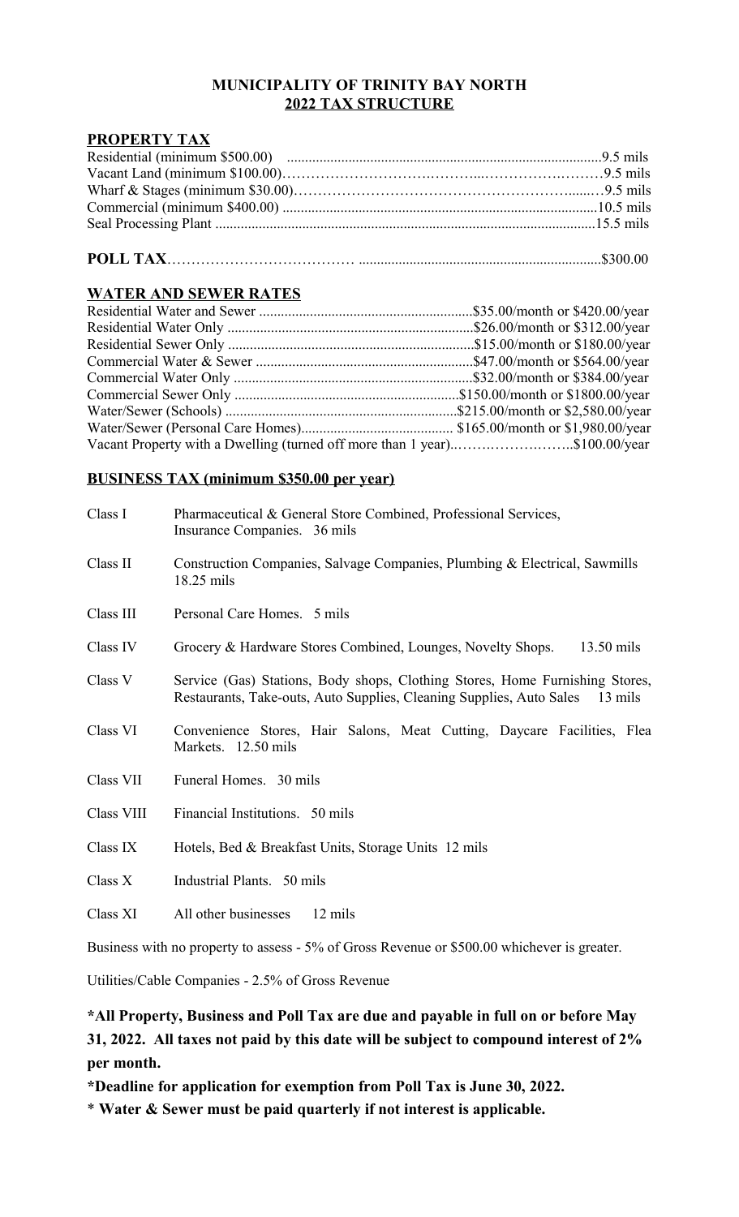# MUNICIPALITY OF TRINITY BAY NORTH
## 2022 TAX STRUCTURE

### PROPERTY TAX

| | |
|---|---|
| Residential (minimum $500.00) | 9.5 mils |
| Vacant Land (minimum $100.00) | 9.5 mils |
| Wharf & Stages (minimum $30.00) | 9.5 mils |
| Commercial (minimum $400.00) | 10.5 mils |
| Seal Processing Plant | 15.5 mils |

**POLL TAX** ........................................ $300.00

### WATER AND SEWER RATES

| | |
|---|---|
| Residential Water and Sewer | $35.00/month or $420.00/year |
| Residential Water Only | $26.00/month or $312.00/year |
| Residential Sewer Only | $15.00/month or $180.00/year |
| Commercial Water & Sewer | $47.00/month or $564.00/year |
| Commercial Water Only | $32.00/month or $384.00/year |
| Commercial Sewer Only | $150.00/month or $1800.00/year |
| Water/Sewer (Schools) | $215.00/month or $2,580.00/year |
| Water/Sewer (Personal Care Homes) | $165.00/month or $1,980.00/year |
| Vacant Property with a Dwelling (turned off more than 1 year) | $100.00/year |

### BUSINESS TAX (minimum $350.00 per year)

| | |
|---|---|
| Class I | Pharmaceutical & General Store Combined, Professional Services, Insurance Companies. 36 mils |
| Class II | Construction Companies, Salvage Companies, Plumbing & Electrical, Sawmills 18.25 mils |
| Class III | Personal Care Homes. 5 mils |
| Class IV | Grocery & Hardware Stores Combined, Lounges, Novelty Shops. 13.50 mils |
| Class V | Service (Gas) Stations, Body shops, Clothing Stores, Home Furnishing Stores, Restaurants, Take-outs, Auto Supplies, Cleaning Supplies, Auto Sales 13 mils |
| Class VI | Convenience Stores, Hair Salons, Meat Cutting, Daycare Facilities, Flea Markets. 12.50 mils |
| Class VII | Funeral Homes. 30 mils |
| Class VIII | Financial Institutions. 50 mils |
| Class IX | Hotels, Bed & Breakfast Units, Storage Units 12 mils |
| Class X | Industrial Plants. 50 mils |
| Class XI | All other businesses 12 mils |

Business with no property to assess - 5% of Gross Revenue or $500.00 whichever is greater.

Utilities/Cable Companies - 2.5% of Gross Revenue

**\*All Property, Business and Poll Tax are due and payable in full on or before May 31, 2022. All taxes not paid by this date will be subject to compound interest of 2% per month.**

**\*Deadline for application for exemption from Poll Tax is June 30, 2022.**

\* **Water & Sewer must be paid quarterly if not interest is applicable.**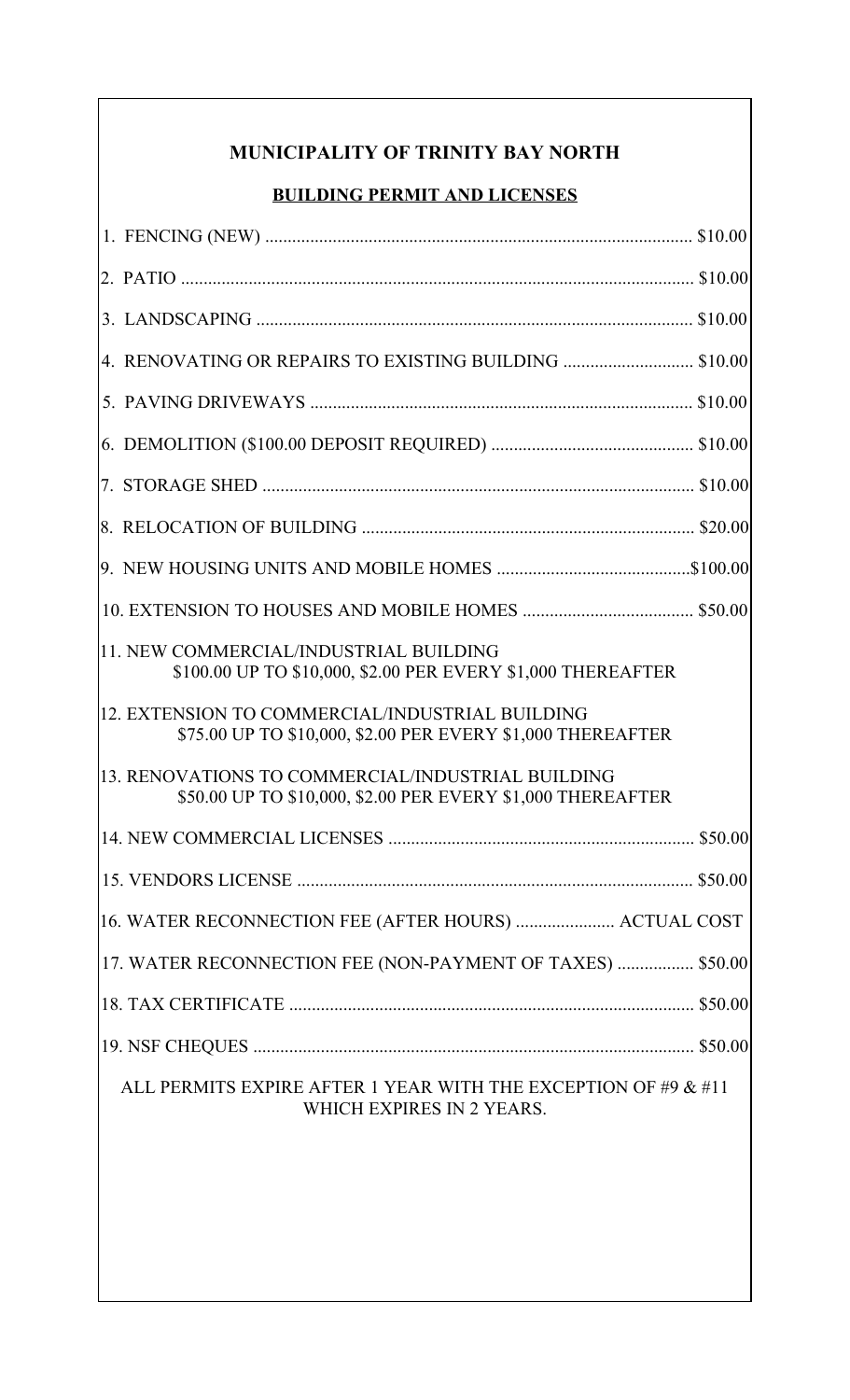## MUNICIPALITY OF TRINITY BAY NORTH

### BUILDING PERMIT AND LICENSES

| | |
|---|---|
| 1. FENCING (NEW) | $10.00 |
| 2. PATIO | $10.00 |
| 3. LANDSCAPING | $10.00 |
| 4. RENOVATING OR REPAIRS TO EXISTING BUILDING | $10.00 |
| 5. PAVING DRIVEWAYS | $10.00 |
| 6. DEMOLITION ($100.00 DEPOSIT REQUIRED) | $10.00 |
| 7. STORAGE SHED | $10.00 |
| 8. RELOCATION OF BUILDING | $20.00 |
| 9. NEW HOUSING UNITS AND MOBILE HOMES | $100.00 |
| 10. EXTENSION TO HOUSES AND MOBILE HOMES | $50.00 |
| 11. NEW COMMERCIAL/INDUSTRIAL BUILDING<br>$100.00 UP TO $10,000, $2.00 PER EVERY $1,000 THEREAFTER | |
| 12. EXTENSION TO COMMERCIAL/INDUSTRIAL BUILDING<br>$75.00 UP TO $10,000, $2.00 PER EVERY $1,000 THEREAFTER | |
| 13. RENOVATIONS TO COMMERCIAL/INDUSTRIAL BUILDING<br>$50.00 UP TO $10,000, $2.00 PER EVERY $1,000 THEREAFTER | |
| 14. NEW COMMERCIAL LICENSES | $50.00 |
| 15. VENDORS LICENSE | $50.00 |
| 16. WATER RECONNECTION FEE (AFTER HOURS) | ACTUAL COST |
| 17. WATER RECONNECTION FEE (NON-PAYMENT OF TAXES) | $50.00 |
| 18. TAX CERTIFICATE | $50.00 |
| 19. NSF CHEQUES | $50.00 |

ALL PERMITS EXPIRE AFTER 1 YEAR WITH THE EXCEPTION OF #9 & #11 WHICH EXPIRES IN 2 YEARS.